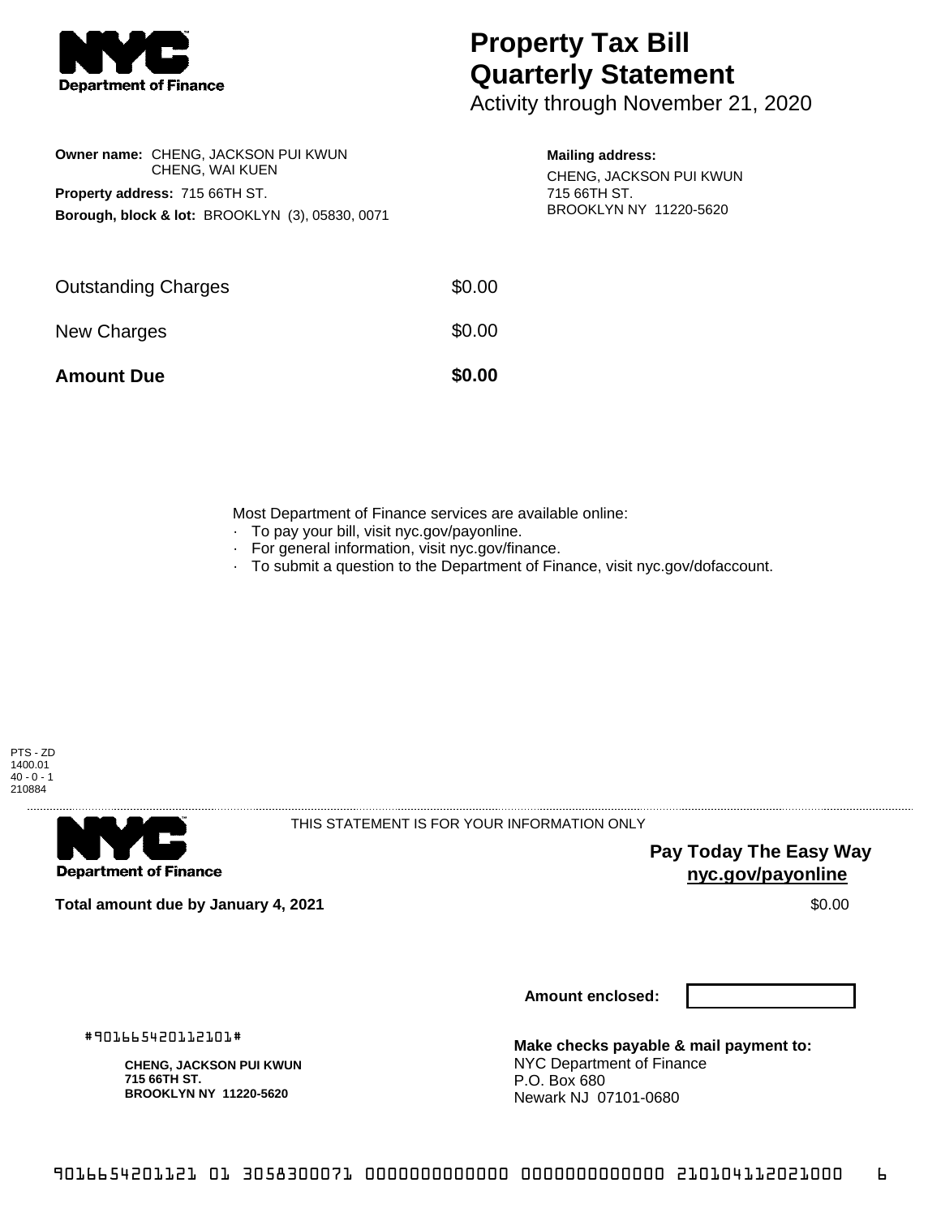# Property Tax Bill Quarterly Statement

Activity through November 21, 2020

**Owner name:** CHENG, JACKSON PUI KWUN
CHENG, WAI KUEN

**Property address:** 715 66TH ST.

**Borough, block & lot:** BROOKLYN (3), 05830, 0071

**Mailing address:**
CHENG, JACKSON PUI KWUN
715 66TH ST.
BROOKLYN NY 11220-5620

| | |
|---|---|
| Outstanding Charges | $0.00 |
| New Charges | $0.00 |
| **Amount Due** | **$0.00** |

Most Department of Finance services are available online:

- To pay your bill, visit nyc.gov/payonline.
- For general information, visit nyc.gov/finance.
- To submit a question to the Department of Finance, visit nyc.gov/dofaccount.

PTS - ZD
1400.01
40 - 0 - 1
210884

THIS STATEMENT IS FOR YOUR INFORMATION ONLY

**Pay Today The Easy Way**
**nyc.gov/payonline**

**Total amount due by January 4, 2021** $0.00

**Amount enclosed:**

#901665420112101#

**CHENG, JACKSON PUI KWUN**
**715 66TH ST.**
**BROOKLYN NY 11220-5620**

**Make checks payable & mail payment to:**
NYC Department of Finance
P.O. Box 680
Newark NJ 07101-0680

9016654201121 01 3058300071 0000000000000 0000000000000 210104112021000 6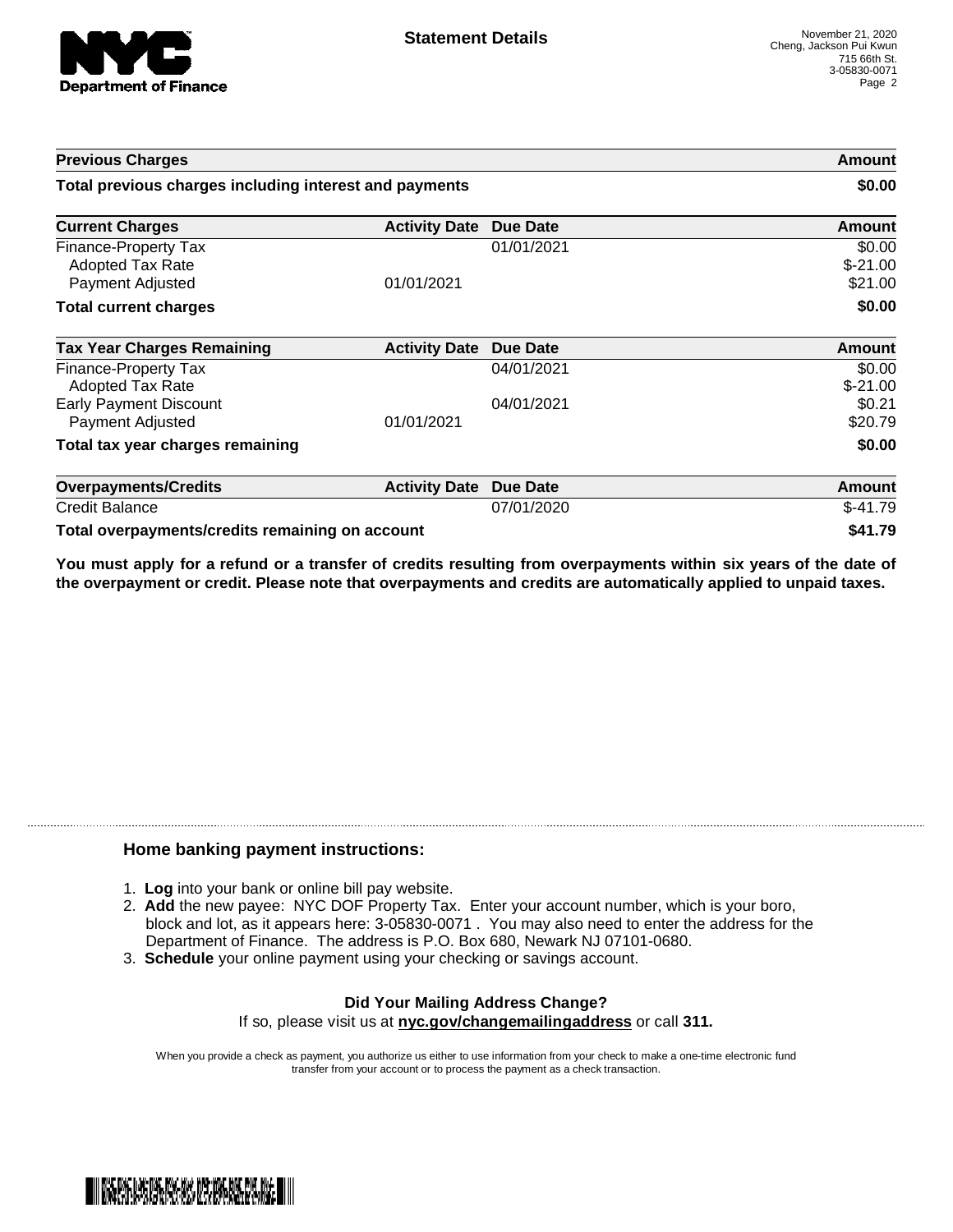## Statement Details

November 21, 2020
Cheng, Jackson Pui Kwun
715 66th St.
3-05830-0071

| Previous Charges | | | Amount |
|---|---|---|---|
| **Total previous charges including interest and payments** | | | **$0.00** |

| Current Charges | Activity Date | Due Date | Amount |
|---|---|---|---|
| Finance-Property Tax | | 01/01/2021 | $0.00 |
| Adopted Tax Rate | | | $-21.00 |
| Payment Adjusted | 01/01/2021 | | $21.00 |
| **Total current charges** | | | **$0.00** |

| Tax Year Charges Remaining | Activity Date | Due Date | Amount |
|---|---|---|---|
| Finance-Property Tax | | 04/01/2021 | $0.00 |
| Adopted Tax Rate | | | $-21.00 |
| Early Payment Discount | | 04/01/2021 | $0.21 |
| Payment Adjusted | 01/01/2021 | | $20.79 |
| **Total tax year charges remaining** | | | **$0.00** |

| Overpayments/Credits | Activity Date | Due Date | Amount |
|---|---|---|---|
| Credit Balance | | 07/01/2020 | $-41.79 |
| **Total overpayments/credits remaining on account** | | | **$41.79** |

**You must apply for a refund or a transfer of credits resulting from overpayments within six years of the date of the overpayment or credit. Please note that overpayments and credits are automatically applied to unpaid taxes.**

### Home banking payment instructions:

1. **Log** into your bank or online bill pay website.
2. **Add** the new payee: NYC DOF Property Tax. Enter your account number, which is your boro, block and lot, as it appears here: 3-05830-0071 . You may also need to enter the address for the Department of Finance. The address is P.O. Box 680, Newark NJ 07101-0680.
3. **Schedule** your online payment using your checking or savings account.

**Did Your Mailing Address Change?**
If so, please visit us at **nyc.gov/changemailingaddress** or call **311.**

When you provide a check as payment, you authorize us either to use information from your check to make a one-time electronic fund transfer from your account or to process the payment as a check transaction.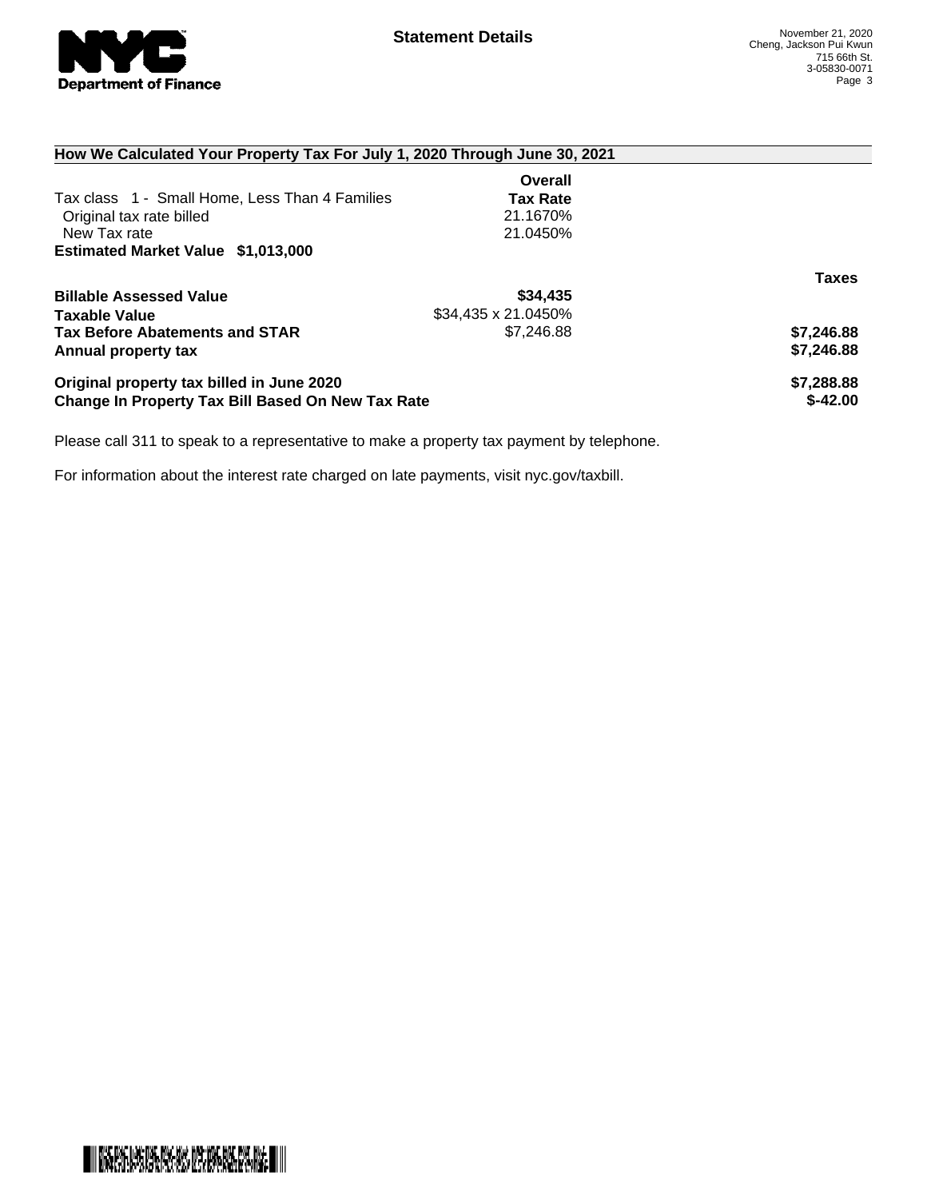## How We Calculated Your Property Tax For July 1, 2020 Through June 30, 2021

| | Overall Tax Rate | |
|---|---|---|
| Tax class 1 - Small Home, Less Than 4 Families | | |
| Original tax rate billed | 21.1670% | |
| New Tax rate | 21.0450% | |
| **Estimated Market Value $1,013,000** | | |
| | | **Taxes** |
| **Billable Assessed Value** | **$34,435** | |
| **Taxable Value** | $34,435 x 21.0450% | |
| **Tax Before Abatements and STAR** | $7,246.88 | **$7,246.88** |
| **Annual property tax** | | **$7,246.88** |
| **Original property tax billed in June 2020** | | **$7,288.88** |
| **Change In Property Tax Bill Based On New Tax Rate** | | **$-42.00** |

Please call 311 to speak to a representative to make a property tax payment by telephone.

For information about the interest rate charged on late payments, visit nyc.gov/taxbill.